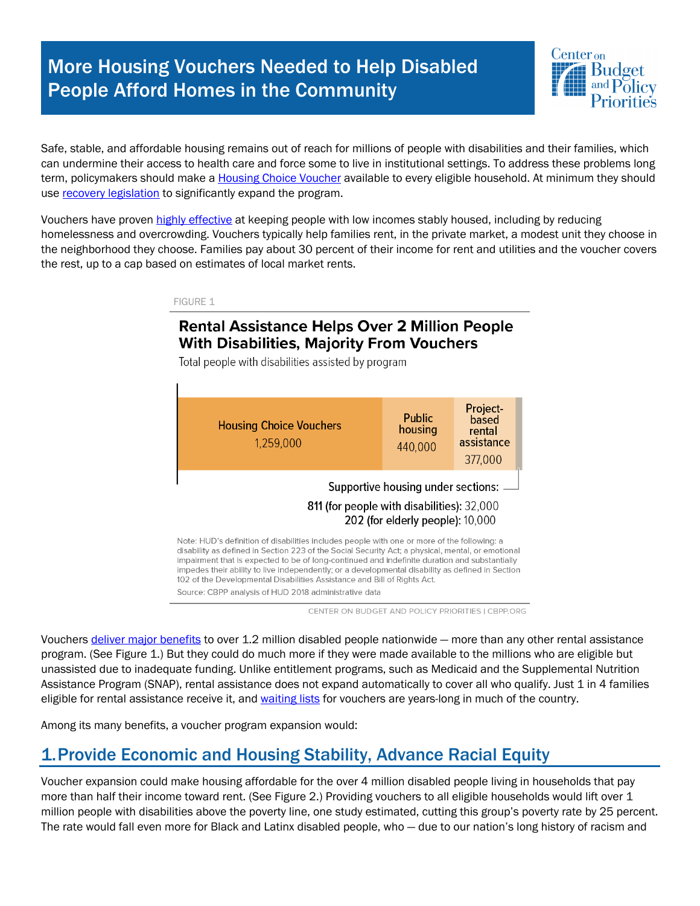# More Housing Vouchers Needed to Help Disabled People Afford Homes in the Community

Safe, stable, and affordable housing remains out of reach for millions of people with disabilities and their families, which can undermine their access to health care and force some to live in institutional settings. To address these problems long term, policymakers should make a Housing Choice Voucher available to every eligible household. At minimum they should use recovery legislation to significantly expand the program.

Vouchers have proven highly effective at keeping people with low incomes stably housed, including by reducing homelessness and overcrowding. Vouchers typically help families rent, in the private market, a modest unit they choose in the neighborhood they choose. Families pay about 30 percent of their income for rent and utilities and the voucher covers the rest, up to a cap based on estimates of local market rents.

FIGURE 1

**Rental Assistance Helps Over 2 Million People With Disabilities, Majority From Vouchers**

Total people with disabilities assisted by program

| Program | People with disabilities |
|---|---|
| Housing Choice Vouchers | 1,259,000 |
| Public housing | 440,000 |
| Project-based rental assistance | 377,000 |
| Supportive housing under section 811 (for people with disabilities) | 32,000 |
| Supportive housing under section 202 (for elderly people) | 10,000 |

Note: HUD's definition of disabilities includes people with one or more of the following: a disability as defined in Section 223 of the Social Security Act; a physical, mental, or emotional impairment that is expected to be of long-continued and indefinite duration and substantially impedes their ability to live independently; or a developmental disability as defined in Section 102 of the Developmental Disabilities Assistance and Bill of Rights Act.

Source: CBPP analysis of HUD 2018 administrative data

CENTER ON BUDGET AND POLICY PRIORITIES | CBPP.ORG

Vouchers deliver major benefits to over 1.2 million disabled people nationwide — more than any other rental assistance program. (See Figure 1.) But they could do much more if they were made available to the millions who are eligible but unassisted due to inadequate funding. Unlike entitlement programs, such as Medicaid and the Supplemental Nutrition Assistance Program (SNAP), rental assistance does not expand automatically to cover all who qualify. Just 1 in 4 families eligible for rental assistance receive it, and waiting lists for vouchers are years-long in much of the country.

Among its many benefits, a voucher program expansion would:

## 1. Provide Economic and Housing Stability, Advance Racial Equity

Voucher expansion could make housing affordable for the over 4 million disabled people living in households that pay more than half their income toward rent. (See Figure 2.) Providing vouchers to all eligible households would lift over 1 million people with disabilities above the poverty line, one study estimated, cutting this group's poverty rate by 25 percent. The rate would fall even more for Black and Latinx disabled people, who — due to our nation's long history of racism and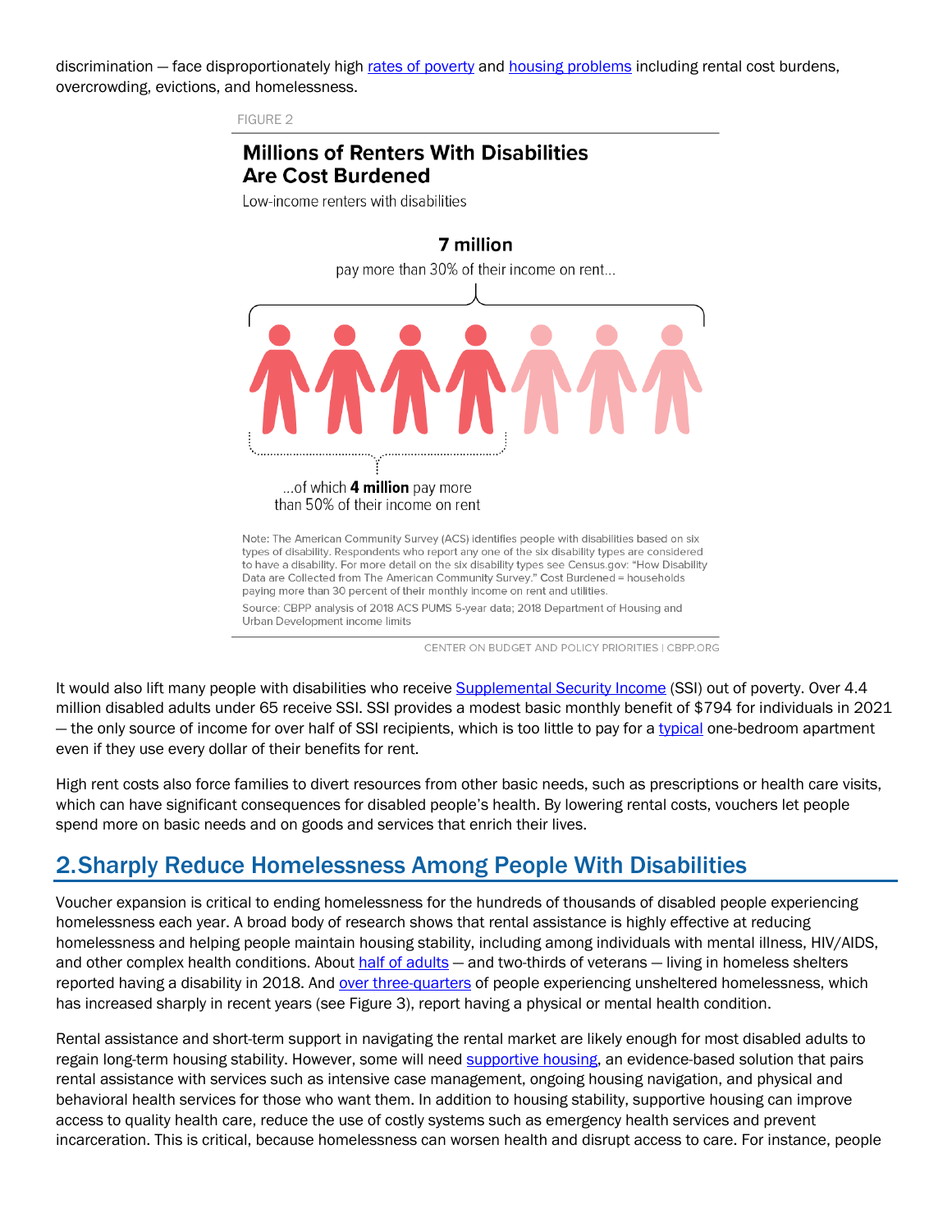discrimination — face disproportionately high rates of poverty and housing problems including rental cost burdens, overcrowding, evictions, and homelessness.

FIGURE 2

**Millions of Renters With Disabilities Are Cost Burdened**

Low-income renters with disabilities

**7 million** pay more than 30% of their income on rent...

...of which **4 million** pay more than 50% of their income on rent

Note: The American Community Survey (ACS) identifies people with disabilities based on six types of disability. Respondents who report any one of the six disability types are considered to have a disability. For more detail on the six disability types see Census.gov: "How Disability Data are Collected from The American Community Survey." Cost Burdened = households paying more than 30 percent of their monthly income on rent and utilities.

Source: CBPP analysis of 2018 ACS PUMS 5-year data; 2018 Department of Housing and Urban Development income limits

CENTER ON BUDGET AND POLICY PRIORITIES | CBPP.ORG

It would also lift many people with disabilities who receive Supplemental Security Income (SSI) out of poverty. Over 4.4 million disabled adults under 65 receive SSI. SSI provides a modest basic monthly benefit of $794 for individuals in 2021 — the only source of income for over half of SSI recipients, which is too little to pay for a typical one-bedroom apartment even if they use every dollar of their benefits for rent.

High rent costs also force families to divert resources from other basic needs, such as prescriptions or health care visits, which can have significant consequences for disabled people's health. By lowering rental costs, vouchers let people spend more on basic needs and on goods and services that enrich their lives.

## 2. Sharply Reduce Homelessness Among People With Disabilities

Voucher expansion is critical to ending homelessness for the hundreds of thousands of disabled people experiencing homelessness each year. A broad body of research shows that rental assistance is highly effective at reducing homelessness and helping people maintain housing stability, including among individuals with mental illness, HIV/AIDS, and other complex health conditions. About half of adults — and two-thirds of veterans — living in homeless shelters reported having a disability in 2018. And over three-quarters of people experiencing unsheltered homelessness, which has increased sharply in recent years (see Figure 3), report having a physical or mental health condition.

Rental assistance and short-term support in navigating the rental market are likely enough for most disabled adults to regain long-term housing stability. However, some will need supportive housing, an evidence-based solution that pairs rental assistance with services such as intensive case management, ongoing housing navigation, and physical and behavioral health services for those who want them. In addition to housing stability, supportive housing can improve access to quality health care, reduce the use of costly systems such as emergency health services and prevent incarceration. This is critical, because homelessness can worsen health and disrupt access to care. For instance, people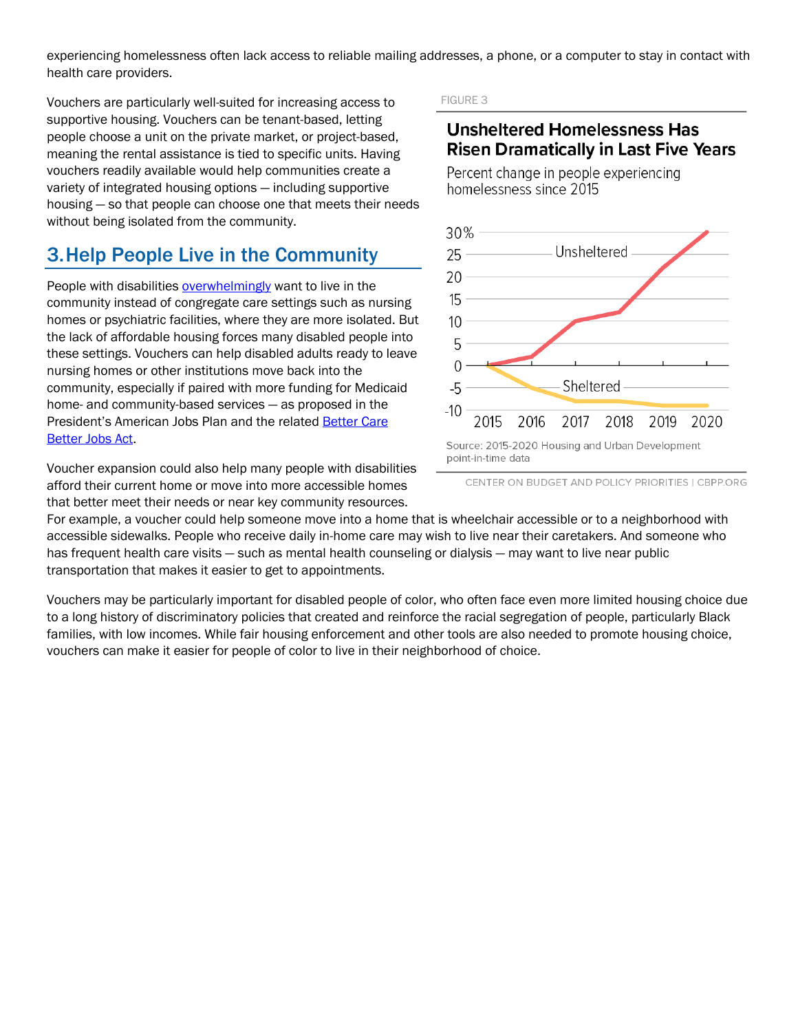experiencing homelessness often lack access to reliable mailing addresses, a phone, or a computer to stay in contact with health care providers.

Vouchers are particularly well-suited for increasing access to supportive housing. Vouchers can be tenant-based, letting people choose a unit on the private market, or project-based, meaning the rental assistance is tied to specific units. Having vouchers readily available would help communities create a variety of integrated housing options — including supportive housing — so that people can choose one that meets their needs without being isolated from the community.

FIGURE 3

**Unsheltered Homelessness Has Risen Dramatically in Last Five Years**

Percent change in people experiencing homelessness since 2015

30%
25
20
15
10
5
0
-5
-10

Unsheltered

Sheltered

2015 2016 2017 2018 2019 2020

Source: 2015-2020 Housing and Urban Development point-in-time data

CENTER ON BUDGET AND POLICY PRIORITIES | CBPP.ORG

## 3. Help People Live in the Community

People with disabilities overwhelmingly want to live in the community instead of congregate care settings such as nursing homes or psychiatric facilities, where they are more isolated. But the lack of affordable housing forces many disabled people into these settings. Vouchers can help disabled adults ready to leave nursing homes or other institutions move back into the community, especially if paired with more funding for Medicaid home- and community-based services — as proposed in the President's American Jobs Plan and the related Better Care Better Jobs Act.

Voucher expansion could also help many people with disabilities afford their current home or move into more accessible homes that better meet their needs or near key community resources. For example, a voucher could help someone move into a home that is wheelchair accessible or to a neighborhood with accessible sidewalks. People who receive daily in-home care may wish to live near their caretakers. And someone who has frequent health care visits — such as mental health counseling or dialysis — may want to live near public transportation that makes it easier to get to appointments.

Vouchers may be particularly important for disabled people of color, who often face even more limited housing choice due to a long history of discriminatory policies that created and reinforce the racial segregation of people, particularly Black families, with low incomes. While fair housing enforcement and other tools are also needed to promote housing choice, vouchers can make it easier for people of color to live in their neighborhood of choice.